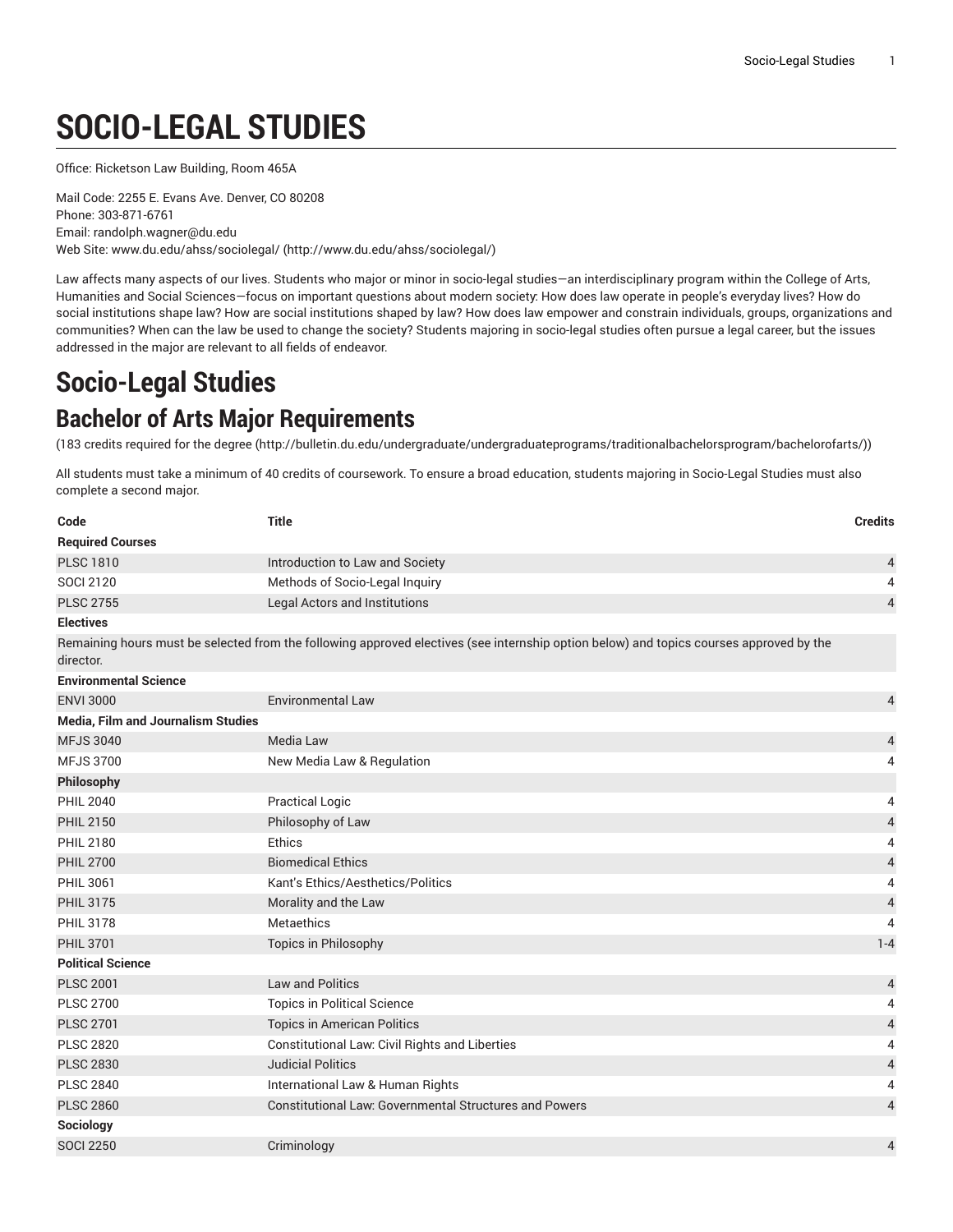# SOCIO-LEGAL STUDIES

Office: Ricketson Law Building, Room 465A

Mail Code: 2255 E. Evans Ave. Denver, CO 80208
Phone: 303-871-6761
Email: randolph.wagner@du.edu
Web Site: www.du.edu/ahss/sociolegal/ (http://www.du.edu/ahss/sociolegal/)

Law affects many aspects of our lives. Students who major or minor in socio-legal studies—an interdisciplinary program within the College of Arts, Humanities and Social Sciences—focus on important questions about modern society: How does law operate in people's everyday lives? How do social institutions shape law? How are social institutions shaped by law? How does law empower and constrain individuals, groups, organizations and communities? When can the law be used to change the society? Students majoring in socio-legal studies often pursue a legal career, but the issues addressed in the major are relevant to all fields of endeavor.

# Socio-Legal Studies

## Bachelor of Arts Major Requirements

(183 credits required for the degree (http://bulletin.du.edu/undergraduate/undergraduateprograms/traditionalbachelorsprogram/bachelorofarts/))

All students must take a minimum of 40 credits of coursework. To ensure a broad education, students majoring in Socio-Legal Studies must also complete a second major.

| Code | Title | Credits |
|---|---|---|
| **Required Courses** | | |
| PLSC 1810 | Introduction to Law and Society | 4 |
| SOCI 2120 | Methods of Socio-Legal Inquiry | 4 |
| PLSC 2755 | Legal Actors and Institutions | 4 |
| **Electives** | | |
| Remaining hours must be selected from the following approved electives (see internship option below) and topics courses approved by the director. | | |
| **Environmental Science** | | |
| ENVI 3000 | Environmental Law | 4 |
| **Media, Film and Journalism Studies** | | |
| MFJS 3040 | Media Law | 4 |
| MFJS 3700 | New Media Law & Regulation | 4 |
| **Philosophy** | | |
| PHIL 2040 | Practical Logic | 4 |
| PHIL 2150 | Philosophy of Law | 4 |
| PHIL 2180 | Ethics | 4 |
| PHIL 2700 | Biomedical Ethics | 4 |
| PHIL 3061 | Kant's Ethics/Aesthetics/Politics | 4 |
| PHIL 3175 | Morality and the Law | 4 |
| PHIL 3178 | Metaethics | 4 |
| PHIL 3701 | Topics in Philosophy | 1-4 |
| **Political Science** | | |
| PLSC 2001 | Law and Politics | 4 |
| PLSC 2700 | Topics in Political Science | 4 |
| PLSC 2701 | Topics in American Politics | 4 |
| PLSC 2820 | Constitutional Law: Civil Rights and Liberties | 4 |
| PLSC 2830 | Judicial Politics | 4 |
| PLSC 2840 | International Law & Human Rights | 4 |
| PLSC 2860 | Constitutional Law: Governmental Structures and Powers | 4 |
| **Sociology** | | |
| SOCI 2250 | Criminology | 4 |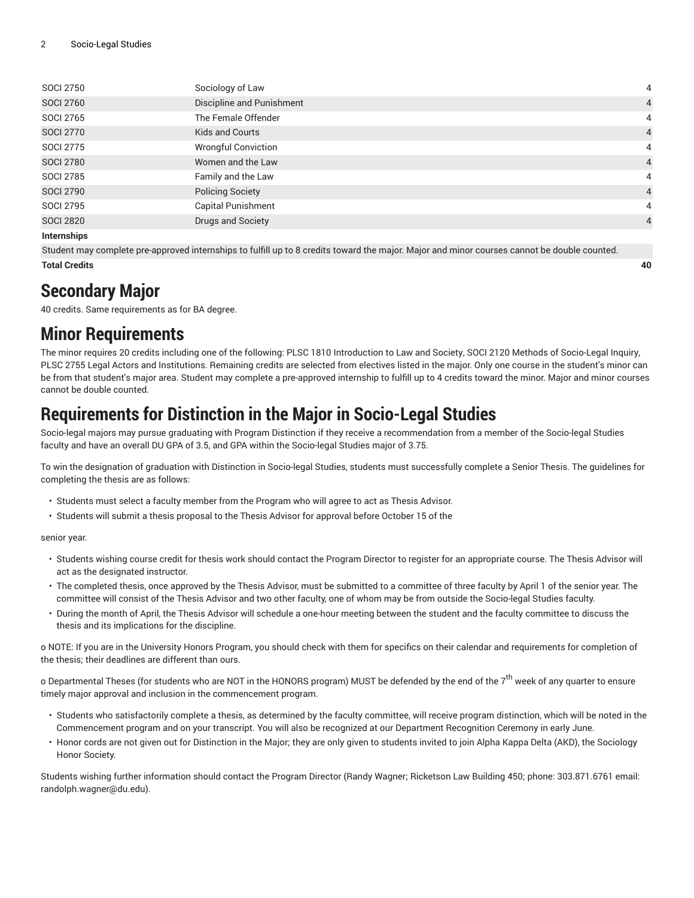| | | |
|---|---|---|
| SOCI 2750 | Sociology of Law | 4 |
| SOCI 2760 | Discipline and Punishment | 4 |
| SOCI 2765 | The Female Offender | 4 |
| SOCI 2770 | Kids and Courts | 4 |
| SOCI 2775 | Wrongful Conviction | 4 |
| SOCI 2780 | Women and the Law | 4 |
| SOCI 2785 | Family and the Law | 4 |
| SOCI 2790 | Policing Society | 4 |
| SOCI 2795 | Capital Punishment | 4 |
| SOCI 2820 | Drugs and Society | 4 |
| **Internships** | | |
| Student may complete pre-approved internships to fulfill up to 8 credits toward the major. Major and minor courses cannot be double counted. | | |
| **Total Credits** | | **40** |

# Secondary Major

40 credits. Same requirements as for BA degree.

# Minor Requirements

The minor requires 20 credits including one of the following: PLSC 1810 Introduction to Law and Society, SOCI 2120 Methods of Socio-Legal Inquiry, PLSC 2755 Legal Actors and Institutions. Remaining credits are selected from electives listed in the major. Only one course in the student's minor can be from that student's major area. Student may complete a pre-approved internship to fulfill up to 4 credits toward the minor. Major and minor courses cannot be double counted.

# Requirements for Distinction in the Major in Socio-Legal Studies

Socio-legal majors may pursue graduating with Program Distinction if they receive a recommendation from a member of the Socio-legal Studies faculty and have an overall DU GPA of 3.5, and GPA within the Socio-legal Studies major of 3.75.

To win the designation of graduation with Distinction in Socio-legal Studies, students must successfully complete a Senior Thesis. The guidelines for completing the thesis are as follows:

- Students must select a faculty member from the Program who will agree to act as Thesis Advisor.
- Students will submit a thesis proposal to the Thesis Advisor for approval before October 15 of the

senior year.

- Students wishing course credit for thesis work should contact the Program Director to register for an appropriate course. The Thesis Advisor will act as the designated instructor.
- The completed thesis, once approved by the Thesis Advisor, must be submitted to a committee of three faculty by April 1 of the senior year. The committee will consist of the Thesis Advisor and two other faculty, one of whom may be from outside the Socio-legal Studies faculty.
- During the month of April, the Thesis Advisor will schedule a one-hour meeting between the student and the faculty committee to discuss the thesis and its implications for the discipline.

o NOTE: If you are in the University Honors Program, you should check with them for specifics on their calendar and requirements for completion of the thesis; their deadlines are different than ours.

o Departmental Theses (for students who are NOT in the HONORS program) MUST be defended by the end of the 7th week of any quarter to ensure timely major approval and inclusion in the commencement program.

- Students who satisfactorily complete a thesis, as determined by the faculty committee, will receive program distinction, which will be noted in the Commencement program and on your transcript. You will also be recognized at our Department Recognition Ceremony in early June.
- Honor cords are not given out for Distinction in the Major; they are only given to students invited to join Alpha Kappa Delta (AKD), the Sociology Honor Society.

Students wishing further information should contact the Program Director (Randy Wagner; Ricketson Law Building 450; phone: 303.871.6761 email: randolph.wagner@du.edu).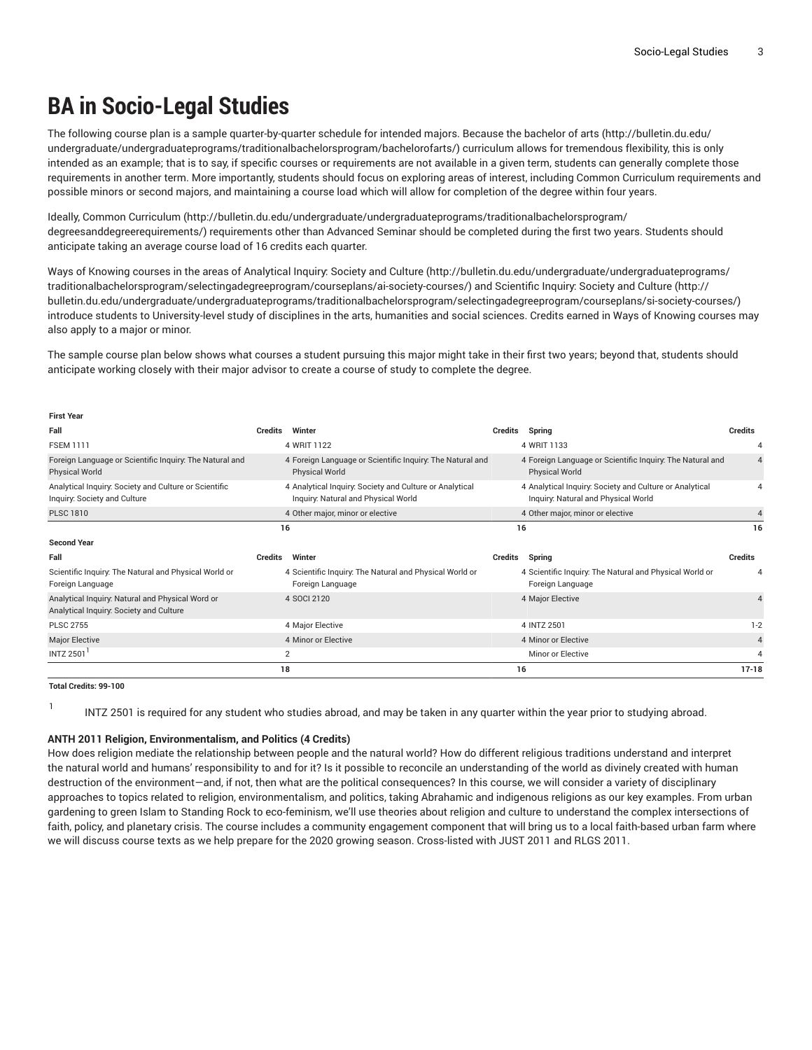# BA in Socio-Legal Studies

The following course plan is a sample quarter-by-quarter schedule for intended majors. Because the bachelor of arts (http://bulletin.du.edu/undergraduate/undergraduateprograms/traditionalbachelorsprogram/bachelorofarts/) curriculum allows for tremendous flexibility, this is only intended as an example; that is to say, if specific courses or requirements are not available in a given term, students can generally complete those requirements in another term. More importantly, students should focus on exploring areas of interest, including Common Curriculum requirements and possible minors or second majors, and maintaining a course load which will allow for completion of the degree within four years.

Ideally, Common Curriculum (http://bulletin.du.edu/undergraduate/undergraduateprograms/traditionalbachelorsprogram/degreesanddegreerequirements/) requirements other than Advanced Seminar should be completed during the first two years. Students should anticipate taking an average course load of 16 credits each quarter.

Ways of Knowing courses in the areas of Analytical Inquiry: Society and Culture (http://bulletin.du.edu/undergraduate/undergraduateprograms/traditionalbachelorsprogram/selectingadegreeprogram/courseplans/ai-society-courses/) and Scientific Inquiry: Society and Culture (http://bulletin.du.edu/undergraduate/undergraduateprograms/traditionalbachelorsprogram/selectingadegreeprogram/courseplans/si-society-courses/) introduce students to University-level study of disciplines in the arts, humanities and social sciences. Credits earned in Ways of Knowing courses may also apply to a major or minor.

The sample course plan below shows what courses a student pursuing this major might take in their first two years; beyond that, students should anticipate working closely with their major advisor to create a course of study to complete the degree.

| First Year | | | | | |
|---|---|---|---|---|---|
| **Fall** | **Credits** | **Winter** | **Credits** | **Spring** | **Credits** |
| FSEM 1111 | 4 | WRIT 1122 | 4 | WRIT 1133 | 4 |
| Foreign Language or Scientific Inquiry: The Natural and Physical World | 4 | Foreign Language or Scientific Inquiry: The Natural and Physical World | 4 | Foreign Language or Scientific Inquiry: The Natural and Physical World | 4 |
| Analytical Inquiry: Society and Culture or Scientific Inquiry: Society and Culture | 4 | Analytical Inquiry: Society and Culture or Analytical Inquiry: Natural and Physical World | 4 | Analytical Inquiry: Society and Culture or Analytical Inquiry: Natural and Physical World | 4 |
| PLSC 1810 | 4 | Other major, minor or elective | 4 | Other major, minor or elective | 4 |
| | 16 | | 16 | | 16 |
| **Second Year** | | | | | |
| **Fall** | **Credits** | **Winter** | **Credits** | **Spring** | **Credits** |
| Scientific Inquiry: The Natural and Physical World or Foreign Language | 4 | Scientific Inquiry: The Natural and Physical World or Foreign Language | 4 | Scientific Inquiry: The Natural and Physical World or Foreign Language | 4 |
| Analytical Inquiry: Natural and Physical Word or Analytical Inquiry: Society and Culture | 4 | SOCI 2120 | 4 | Major Elective | 4 |
| PLSC 2755 | 4 | Major Elective | 4 | INTZ 2501 | 1-2 |
| Major Elective | 4 | Minor or Elective | 4 | Minor or Elective | 4 |
| INTZ 2501[1] | 2 | | | Minor or Elective | 4 |
| | 18 | | 16 | | 17-18 |

**Total Credits: 99-100**

1 INTZ 2501 is required for any student who studies abroad, and may be taken in any quarter within the year prior to studying abroad.

**ANTH 2011 Religion, Environmentalism, and Politics (4 Credits)**
How does religion mediate the relationship between people and the natural world? How do different religious traditions understand and interpret the natural world and humans' responsibility to and for it? Is it possible to reconcile an understanding of the world as divinely created with human destruction of the environment—and, if not, then what are the political consequences? In this course, we will consider a variety of disciplinary approaches to topics related to religion, environmentalism, and politics, taking Abrahamic and indigenous religions as our key examples. From urban gardening to green Islam to Standing Rock to eco-feminism, we'll use theories about religion and culture to understand the complex intersections of faith, policy, and planetary crisis. The course includes a community engagement component that will bring us to a local faith-based urban farm where we will discuss course texts as we help prepare for the 2020 growing season. Cross-listed with JUST 2011 and RLGS 2011.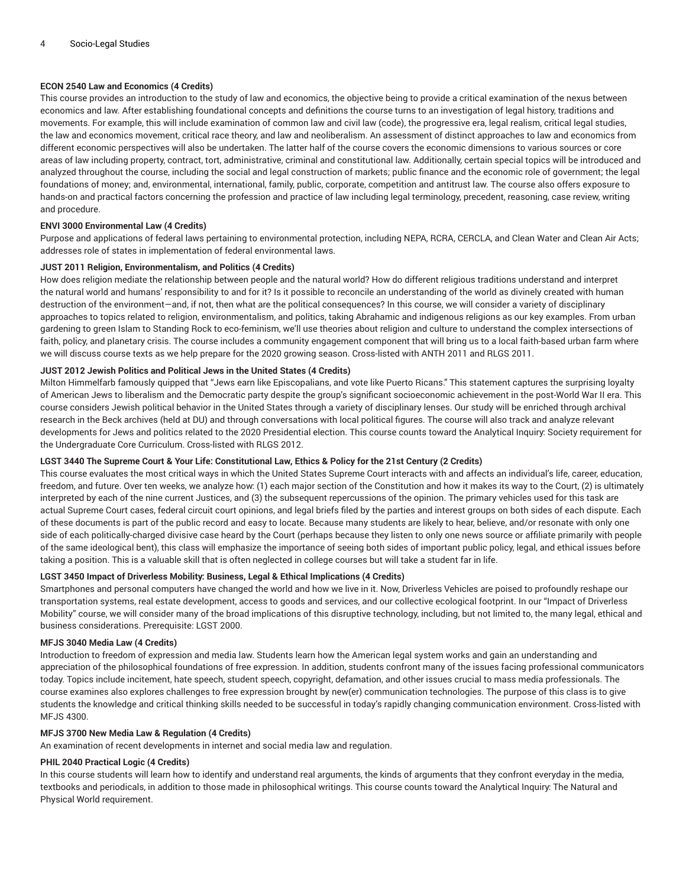**ECON 2540 Law and Economics (4 Credits)**

This course provides an introduction to the study of law and economics, the objective being to provide a critical examination of the nexus between economics and law. After establishing foundational concepts and definitions the course turns to an investigation of legal history, traditions and movements. For example, this will include examination of common law and civil law (code), the progressive era, legal realism, critical legal studies, the law and economics movement, critical race theory, and law and neoliberalism. An assessment of distinct approaches to law and economics from different economic perspectives will also be undertaken. The latter half of the course covers the economic dimensions to various sources or core areas of law including property, contract, tort, administrative, criminal and constitutional law. Additionally, certain special topics will be introduced and analyzed throughout the course, including the social and legal construction of markets; public finance and the economic role of government; the legal foundations of money; and, environmental, international, family, public, corporate, competition and antitrust law. The course also offers exposure to hands-on and practical factors concerning the profession and practice of law including legal terminology, precedent, reasoning, case review, writing and procedure.

**ENVI 3000 Environmental Law (4 Credits)**

Purpose and applications of federal laws pertaining to environmental protection, including NEPA, RCRA, CERCLA, and Clean Water and Clean Air Acts; addresses role of states in implementation of federal environmental laws.

**JUST 2011 Religion, Environmentalism, and Politics (4 Credits)**

How does religion mediate the relationship between people and the natural world? How do different religious traditions understand and interpret the natural world and humans' responsibility to and for it? Is it possible to reconcile an understanding of the world as divinely created with human destruction of the environment—and, if not, then what are the political consequences? In this course, we will consider a variety of disciplinary approaches to topics related to religion, environmentalism, and politics, taking Abrahamic and indigenous religions as our key examples. From urban gardening to green Islam to Standing Rock to eco-feminism, we'll use theories about religion and culture to understand the complex intersections of faith, policy, and planetary crisis. The course includes a community engagement component that will bring us to a local faith-based urban farm where we will discuss course texts as we help prepare for the 2020 growing season. Cross-listed with ANTH 2011 and RLGS 2011.

**JUST 2012 Jewish Politics and Political Jews in the United States (4 Credits)**

Milton Himmelfarb famously quipped that "Jews earn like Episcopalians, and vote like Puerto Ricans." This statement captures the surprising loyalty of American Jews to liberalism and the Democratic party despite the group's significant socioeconomic achievement in the post-World War II era. This course considers Jewish political behavior in the United States through a variety of disciplinary lenses. Our study will be enriched through archival research in the Beck archives (held at DU) and through conversations with local political figures. The course will also track and analyze relevant developments for Jews and politics related to the 2020 Presidential election. This course counts toward the Analytical Inquiry: Society requirement for the Undergraduate Core Curriculum. Cross-listed with RLGS 2012.

**LGST 3440 The Supreme Court & Your Life: Constitutional Law, Ethics & Policy for the 21st Century (2 Credits)**

This course evaluates the most critical ways in which the United States Supreme Court interacts with and affects an individual's life, career, education, freedom, and future. Over ten weeks, we analyze how: (1) each major section of the Constitution and how it makes its way to the Court, (2) is ultimately interpreted by each of the nine current Justices, and (3) the subsequent repercussions of the opinion. The primary vehicles used for this task are actual Supreme Court cases, federal circuit court opinions, and legal briefs filed by the parties and interest groups on both sides of each dispute. Each of these documents is part of the public record and easy to locate. Because many students are likely to hear, believe, and/or resonate with only one side of each politically-charged divisive case heard by the Court (perhaps because they listen to only one news source or affiliate primarily with people of the same ideological bent), this class will emphasize the importance of seeing both sides of important public policy, legal, and ethical issues before taking a position. This is a valuable skill that is often neglected in college courses but will take a student far in life.

**LGST 3450 Impact of Driverless Mobility: Business, Legal & Ethical Implications (4 Credits)**

Smartphones and personal computers have changed the world and how we live in it. Now, Driverless Vehicles are poised to profoundly reshape our transportation systems, real estate development, access to goods and services, and our collective ecological footprint. In our "Impact of Driverless Mobility" course, we will consider many of the broad implications of this disruptive technology, including, but not limited to, the many legal, ethical and business considerations. Prerequisite: LGST 2000.

**MFJS 3040 Media Law (4 Credits)**

Introduction to freedom of expression and media law. Students learn how the American legal system works and gain an understanding and appreciation of the philosophical foundations of free expression. In addition, students confront many of the issues facing professional communicators today. Topics include incitement, hate speech, student speech, copyright, defamation, and other issues crucial to mass media professionals. The course examines also explores challenges to free expression brought by new(er) communication technologies. The purpose of this class is to give students the knowledge and critical thinking skills needed to be successful in today's rapidly changing communication environment. Cross-listed with MFJS 4300.

**MFJS 3700 New Media Law & Regulation (4 Credits)**

An examination of recent developments in internet and social media law and regulation.

**PHIL 2040 Practical Logic (4 Credits)**

In this course students will learn how to identify and understand real arguments, the kinds of arguments that they confront everyday in the media, textbooks and periodicals, in addition to those made in philosophical writings. This course counts toward the Analytical Inquiry: The Natural and Physical World requirement.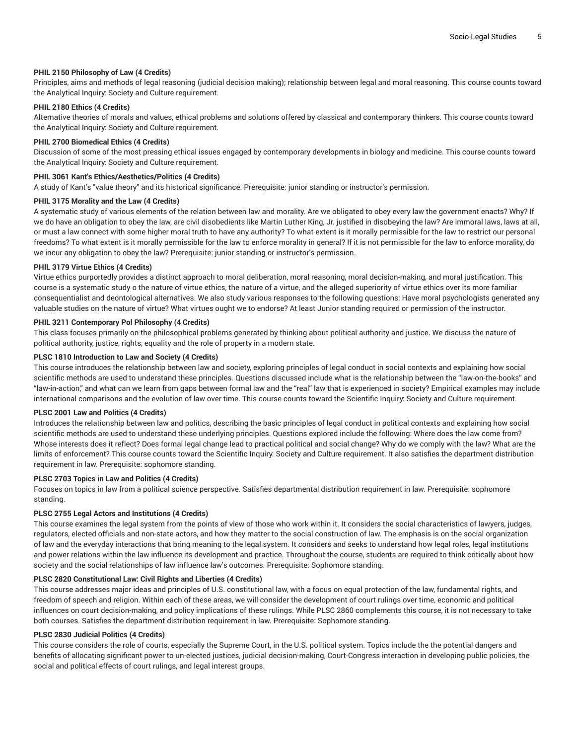**PHIL 2150 Philosophy of Law (4 Credits)**
Principles, aims and methods of legal reasoning (judicial decision making); relationship between legal and moral reasoning. This course counts toward the Analytical Inquiry: Society and Culture requirement.

**PHIL 2180 Ethics (4 Credits)**
Alternative theories of morals and values, ethical problems and solutions offered by classical and contemporary thinkers. This course counts toward the Analytical Inquiry: Society and Culture requirement.

**PHIL 2700 Biomedical Ethics (4 Credits)**
Discussion of some of the most pressing ethical issues engaged by contemporary developments in biology and medicine. This course counts toward the Analytical Inquiry: Society and Culture requirement.

**PHIL 3061 Kant's Ethics/Aesthetics/Politics (4 Credits)**
A study of Kant's "value theory" and its historical significance. Prerequisite: junior standing or instructor's permission.

**PHIL 3175 Morality and the Law (4 Credits)**
A systematic study of various elements of the relation between law and morality. Are we obligated to obey every law the government enacts? Why? If we do have an obligation to obey the law, are civil disobedients like Martin Luther King, Jr. justified in disobeying the law? Are immoral laws, laws at all, or must a law connect with some higher moral truth to have any authority? To what extent is it morally permissible for the law to restrict our personal freedoms? To what extent is it morally permissible for the law to enforce morality in general? If it is not permissible for the law to enforce morality, do we incur any obligation to obey the law? Prerequisite: junior standing or instructor's permission.

**PHIL 3179 Virtue Ethics (4 Credits)**
Virtue ethics purportedly provides a distinct approach to moral deliberation, moral reasoning, moral decision-making, and moral justification. This course is a systematic study o the nature of virtue ethics, the nature of a virtue, and the alleged superiority of virtue ethics over its more familiar consequentialist and deontological alternatives. We also study various responses to the following questions: Have moral psychologists generated any valuable studies on the nature of virtue? What virtues ought we to endorse? At least Junior standing required or permission of the instructor.

**PHIL 3211 Contemporary Pol Philosophy (4 Credits)**
This class focuses primarily on the philosophical problems generated by thinking about political authority and justice. We discuss the nature of political authority, justice, rights, equality and the role of property in a modern state.

**PLSC 1810 Introduction to Law and Society (4 Credits)**
This course introduces the relationship between law and society, exploring principles of legal conduct in social contexts and explaining how social scientific methods are used to understand these principles. Questions discussed include what is the relationship between the "law-on-the-books" and "law-in-action," and what can we learn from gaps between formal law and the "real" law that is experienced in society? Empirical examples may include international comparisons and the evolution of law over time. This course counts toward the Scientific Inquiry: Society and Culture requirement.

**PLSC 2001 Law and Politics (4 Credits)**
Introduces the relationship between law and politics, describing the basic principles of legal conduct in political contexts and explaining how social scientific methods are used to understand these underlying principles. Questions explored include the following: Where does the law come from? Whose interests does it reflect? Does formal legal change lead to practical political and social change? Why do we comply with the law? What are the limits of enforcement? This course counts toward the Scientific Inquiry: Society and Culture requirement. It also satisfies the department distribution requirement in law. Prerequisite: sophomore standing.

**PLSC 2703 Topics in Law and Politics (4 Credits)**
Focuses on topics in law from a political science perspective. Satisfies departmental distribution requirement in law. Prerequisite: sophomore standing.

**PLSC 2755 Legal Actors and Institutions (4 Credits)**
This course examines the legal system from the points of view of those who work within it. It considers the social characteristics of lawyers, judges, regulators, elected officials and non-state actors, and how they matter to the social construction of law. The emphasis is on the social organization of law and the everyday interactions that bring meaning to the legal system. It considers and seeks to understand how legal roles, legal institutions and power relations within the law influence its development and practice. Throughout the course, students are required to think critically about how society and the social relationships of law influence law's outcomes. Prerequisite: Sophomore standing.

**PLSC 2820 Constitutional Law: Civil Rights and Liberties (4 Credits)**
This course addresses major ideas and principles of U.S. constitutional law, with a focus on equal protection of the law, fundamental rights, and freedom of speech and religion. Within each of these areas, we will consider the development of court rulings over time, economic and political influences on court decision-making, and policy implications of these rulings. While PLSC 2860 complements this course, it is not necessary to take both courses. Satisfies the department distribution requirement in law. Prerequisite: Sophomore standing.

**PLSC 2830 Judicial Politics (4 Credits)**
This course considers the role of courts, especially the Supreme Court, in the U.S. political system. Topics include the the potential dangers and benefits of allocating significant power to un-elected justices, judicial decision-making, Court-Congress interaction in developing public policies, the social and political effects of court rulings, and legal interest groups.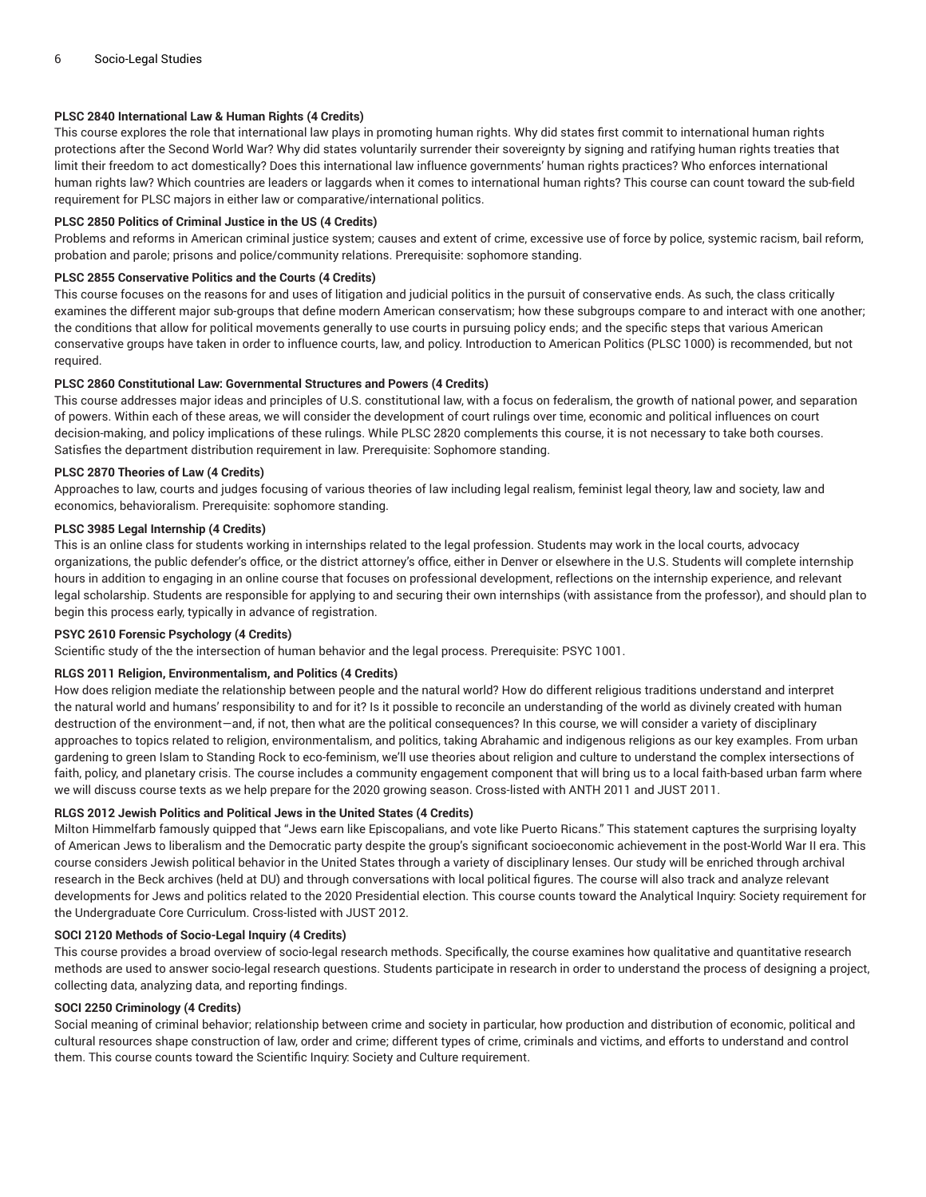**PLSC 2840 International Law & Human Rights (4 Credits)**

This course explores the role that international law plays in promoting human rights. Why did states first commit to international human rights protections after the Second World War? Why did states voluntarily surrender their sovereignty by signing and ratifying human rights treaties that limit their freedom to act domestically? Does this international law influence governments' human rights practices? Who enforces international human rights law? Which countries are leaders or laggards when it comes to international human rights? This course can count toward the sub-field requirement for PLSC majors in either law or comparative/international politics.

**PLSC 2850 Politics of Criminal Justice in the US (4 Credits)**

Problems and reforms in American criminal justice system; causes and extent of crime, excessive use of force by police, systemic racism, bail reform, probation and parole; prisons and police/community relations. Prerequisite: sophomore standing.

**PLSC 2855 Conservative Politics and the Courts (4 Credits)**

This course focuses on the reasons for and uses of litigation and judicial politics in the pursuit of conservative ends. As such, the class critically examines the different major sub-groups that define modern American conservatism; how these subgroups compare to and interact with one another; the conditions that allow for political movements generally to use courts in pursuing policy ends; and the specific steps that various American conservative groups have taken in order to influence courts, law, and policy. Introduction to American Politics (PLSC 1000) is recommended, but not required.

**PLSC 2860 Constitutional Law: Governmental Structures and Powers (4 Credits)**

This course addresses major ideas and principles of U.S. constitutional law, with a focus on federalism, the growth of national power, and separation of powers. Within each of these areas, we will consider the development of court rulings over time, economic and political influences on court decision-making, and policy implications of these rulings. While PLSC 2820 complements this course, it is not necessary to take both courses. Satisfies the department distribution requirement in law. Prerequisite: Sophomore standing.

**PLSC 2870 Theories of Law (4 Credits)**

Approaches to law, courts and judges focusing of various theories of law including legal realism, feminist legal theory, law and society, law and economics, behavioralism. Prerequisite: sophomore standing.

**PLSC 3985 Legal Internship (4 Credits)**

This is an online class for students working in internships related to the legal profession. Students may work in the local courts, advocacy organizations, the public defender's office, or the district attorney's office, either in Denver or elsewhere in the U.S. Students will complete internship hours in addition to engaging in an online course that focuses on professional development, reflections on the internship experience, and relevant legal scholarship. Students are responsible for applying to and securing their own internships (with assistance from the professor), and should plan to begin this process early, typically in advance of registration.

**PSYC 2610 Forensic Psychology (4 Credits)**

Scientific study of the the intersection of human behavior and the legal process. Prerequisite: PSYC 1001.

**RLGS 2011 Religion, Environmentalism, and Politics (4 Credits)**

How does religion mediate the relationship between people and the natural world? How do different religious traditions understand and interpret the natural world and humans' responsibility to and for it? Is it possible to reconcile an understanding of the world as divinely created with human destruction of the environment—and, if not, then what are the political consequences? In this course, we will consider a variety of disciplinary approaches to topics related to religion, environmentalism, and politics, taking Abrahamic and indigenous religions as our key examples. From urban gardening to green Islam to Standing Rock to eco-feminism, we'll use theories about religion and culture to understand the complex intersections of faith, policy, and planetary crisis. The course includes a community engagement component that will bring us to a local faith-based urban farm where we will discuss course texts as we help prepare for the 2020 growing season. Cross-listed with ANTH 2011 and JUST 2011.

**RLGS 2012 Jewish Politics and Political Jews in the United States (4 Credits)**

Milton Himmelfarb famously quipped that "Jews earn like Episcopalians, and vote like Puerto Ricans." This statement captures the surprising loyalty of American Jews to liberalism and the Democratic party despite the group's significant socioeconomic achievement in the post-World War II era. This course considers Jewish political behavior in the United States through a variety of disciplinary lenses. Our study will be enriched through archival research in the Beck archives (held at DU) and through conversations with local political figures. The course will also track and analyze relevant developments for Jews and politics related to the 2020 Presidential election. This course counts toward the Analytical Inquiry: Society requirement for the Undergraduate Core Curriculum. Cross-listed with JUST 2012.

**SOCI 2120 Methods of Socio-Legal Inquiry (4 Credits)**

This course provides a broad overview of socio-legal research methods. Specifically, the course examines how qualitative and quantitative research methods are used to answer socio-legal research questions. Students participate in research in order to understand the process of designing a project, collecting data, analyzing data, and reporting findings.

**SOCI 2250 Criminology (4 Credits)**

Social meaning of criminal behavior; relationship between crime and society in particular, how production and distribution of economic, political and cultural resources shape construction of law, order and crime; different types of crime, criminals and victims, and efforts to understand and control them. This course counts toward the Scientific Inquiry: Society and Culture requirement.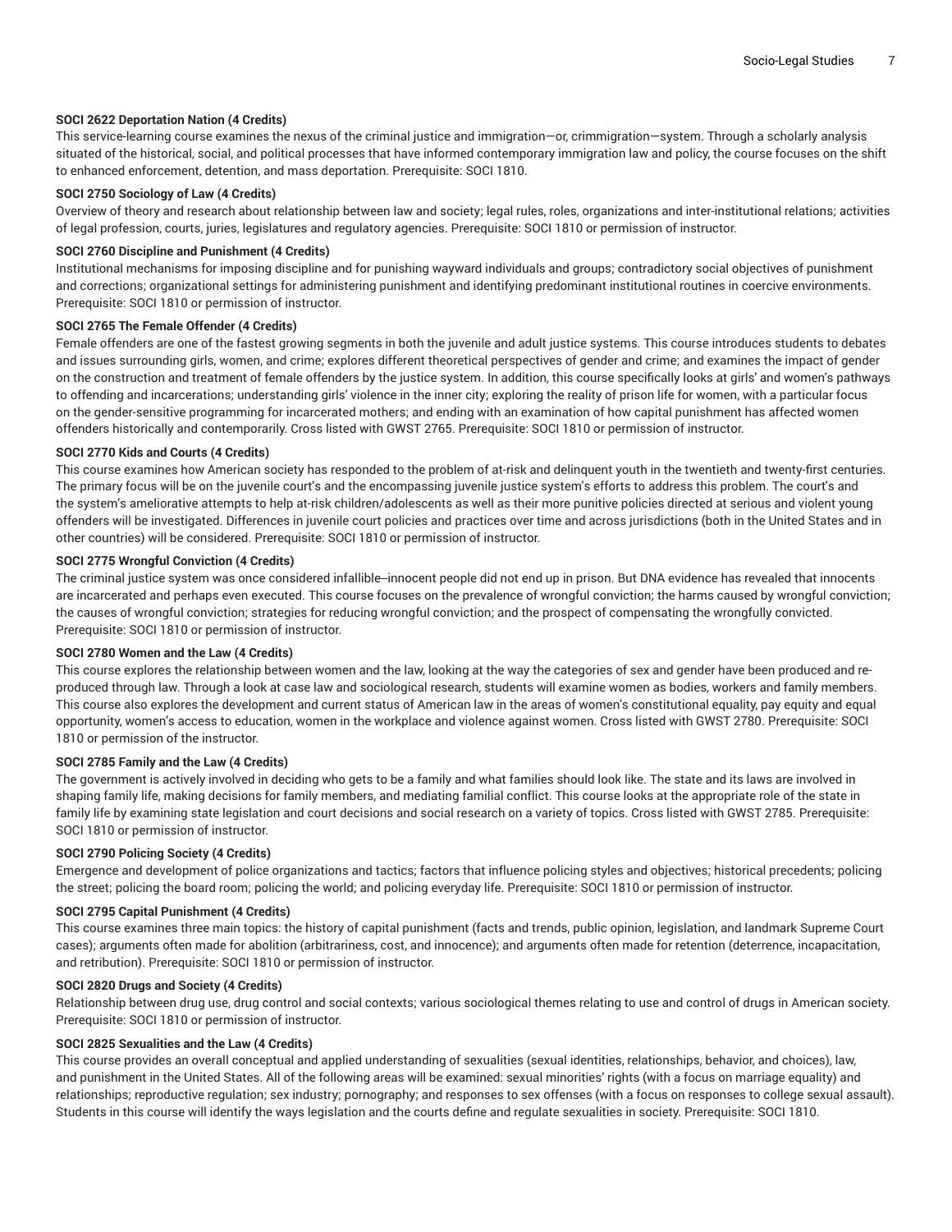**SOCI 2622 Deportation Nation (4 Credits)**

This service-learning course examines the nexus of the criminal justice and immigration—or, crimmigration—system. Through a scholarly analysis situated of the historical, social, and political processes that have informed contemporary immigration law and policy, the course focuses on the shift to enhanced enforcement, detention, and mass deportation. Prerequisite: SOCI 1810.

**SOCI 2750 Sociology of Law (4 Credits)**

Overview of theory and research about relationship between law and society; legal rules, roles, organizations and inter-institutional relations; activities of legal profession, courts, juries, legislatures and regulatory agencies. Prerequisite: SOCI 1810 or permission of instructor.

**SOCI 2760 Discipline and Punishment (4 Credits)**

Institutional mechanisms for imposing discipline and for punishing wayward individuals and groups; contradictory social objectives of punishment and corrections; organizational settings for administering punishment and identifying predominant institutional routines in coercive environments. Prerequisite: SOCI 1810 or permission of instructor.

**SOCI 2765 The Female Offender (4 Credits)**

Female offenders are one of the fastest growing segments in both the juvenile and adult justice systems. This course introduces students to debates and issues surrounding girls, women, and crime; explores different theoretical perspectives of gender and crime; and examines the impact of gender on the construction and treatment of female offenders by the justice system. In addition, this course specifically looks at girls' and women's pathways to offending and incarcerations; understanding girls' violence in the inner city; exploring the reality of prison life for women, with a particular focus on the gender-sensitive programming for incarcerated mothers; and ending with an examination of how capital punishment has affected women offenders historically and contemporarily. Cross listed with GWST 2765. Prerequisite: SOCI 1810 or permission of instructor.

**SOCI 2770 Kids and Courts (4 Credits)**

This course examines how American society has responded to the problem of at-risk and delinquent youth in the twentieth and twenty-first centuries. The primary focus will be on the juvenile court's and the encompassing juvenile justice system's efforts to address this problem. The court's and the system's ameliorative attempts to help at-risk children/adolescents as well as their more punitive policies directed at serious and violent young offenders will be investigated. Differences in juvenile court policies and practices over time and across jurisdictions (both in the United States and in other countries) will be considered. Prerequisite: SOCI 1810 or permission of instructor.

**SOCI 2775 Wrongful Conviction (4 Credits)**

The criminal justice system was once considered infallible--innocent people did not end up in prison. But DNA evidence has revealed that innocents are incarcerated and perhaps even executed. This course focuses on the prevalence of wrongful conviction; the harms caused by wrongful conviction; the causes of wrongful conviction; strategies for reducing wrongful conviction; and the prospect of compensating the wrongfully convicted. Prerequisite: SOCI 1810 or permission of instructor.

**SOCI 2780 Women and the Law (4 Credits)**

This course explores the relationship between women and the law, looking at the way the categories of sex and gender have been produced and re-produced through law. Through a look at case law and sociological research, students will examine women as bodies, workers and family members. This course also explores the development and current status of American law in the areas of women's constitutional equality, pay equity and equal opportunity, women's access to education, women in the workplace and violence against women. Cross listed with GWST 2780. Prerequisite: SOCI 1810 or permission of the instructor.

**SOCI 2785 Family and the Law (4 Credits)**

The government is actively involved in deciding who gets to be a family and what families should look like. The state and its laws are involved in shaping family life, making decisions for family members, and mediating familial conflict. This course looks at the appropriate role of the state in family life by examining state legislation and court decisions and social research on a variety of topics. Cross listed with GWST 2785. Prerequisite: SOCI 1810 or permission of instructor.

**SOCI 2790 Policing Society (4 Credits)**

Emergence and development of police organizations and tactics; factors that influence policing styles and objectives; historical precedents; policing the street; policing the board room; policing the world; and policing everyday life. Prerequisite: SOCI 1810 or permission of instructor.

**SOCI 2795 Capital Punishment (4 Credits)**

This course examines three main topics: the history of capital punishment (facts and trends, public opinion, legislation, and landmark Supreme Court cases); arguments often made for abolition (arbitrariness, cost, and innocence); and arguments often made for retention (deterrence, incapacitation, and retribution). Prerequisite: SOCI 1810 or permission of instructor.

**SOCI 2820 Drugs and Society (4 Credits)**

Relationship between drug use, drug control and social contexts; various sociological themes relating to use and control of drugs in American society. Prerequisite: SOCI 1810 or permission of instructor.

**SOCI 2825 Sexualities and the Law (4 Credits)**

This course provides an overall conceptual and applied understanding of sexualities (sexual identities, relationships, behavior, and choices), law, and punishment in the United States. All of the following areas will be examined: sexual minorities' rights (with a focus on marriage equality) and relationships; reproductive regulation; sex industry; pornography; and responses to sex offenses (with a focus on responses to college sexual assault). Students in this course will identify the ways legislation and the courts define and regulate sexualities in society. Prerequisite: SOCI 1810.